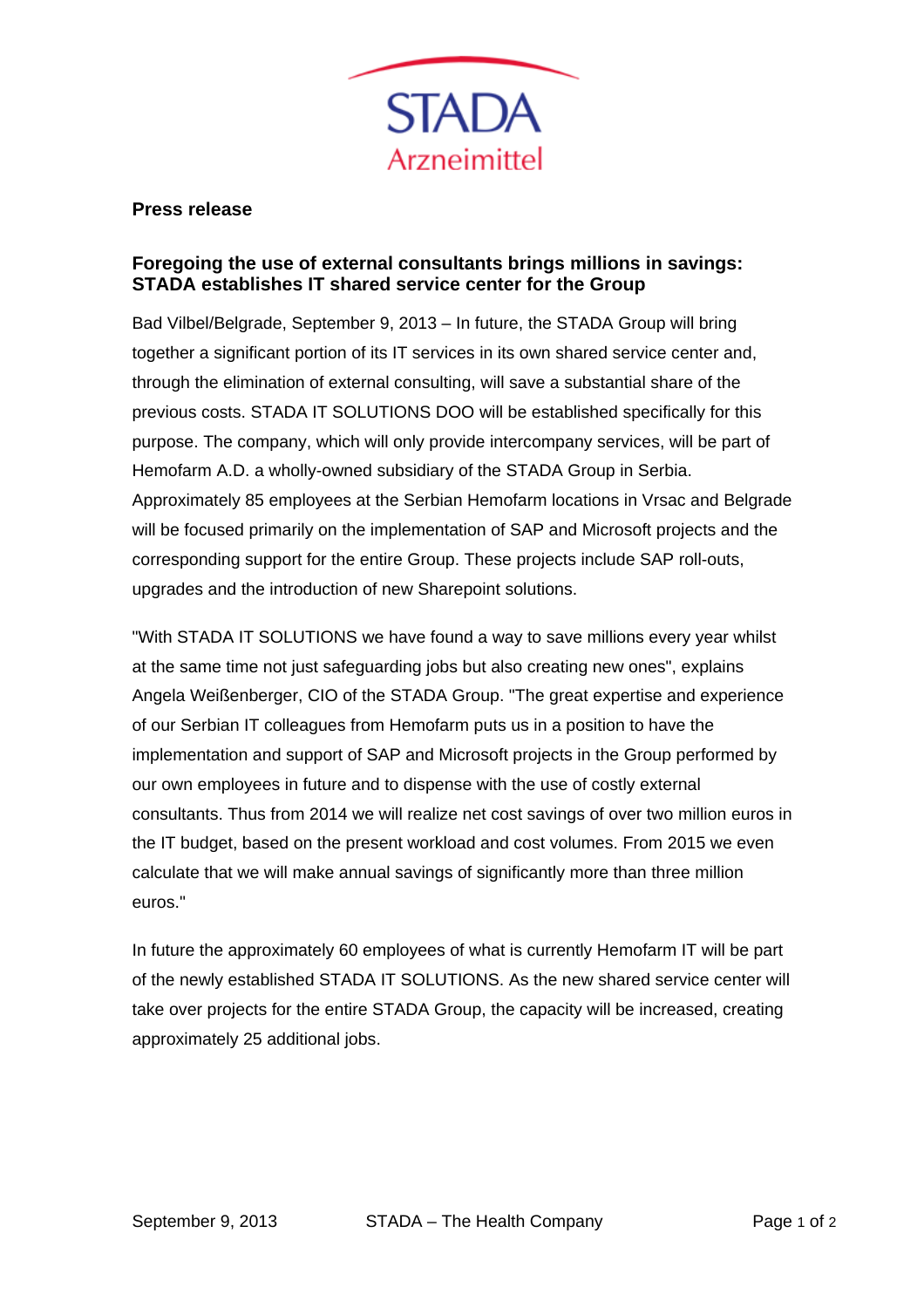**Press release**

## Foregoing the use of external consultants brings millions in savings: STADA establishes IT shared service center for the Group

Bad Vilbel/Belgrade, September 9, 2013 – In future, the STADA Group will bring together a significant portion of its IT services in its own shared service center and, through the elimination of external consulting, will save a substantial share of the previous costs. STADA IT SOLUTIONS DOO will be established specifically for this purpose. The company, which will only provide intercompany services, will be part of Hemofarm A.D. a wholly-owned subsidiary of the STADA Group in Serbia. Approximately 85 employees at the Serbian Hemofarm locations in Vrsac and Belgrade will be focused primarily on the implementation of SAP and Microsoft projects and the corresponding support for the entire Group. These projects include SAP roll-outs, upgrades and the introduction of new Sharepoint solutions.

"With STADA IT SOLUTIONS we have found a way to save millions every year whilst at the same time not just safeguarding jobs but also creating new ones", explains Angela Weißenberger, CIO of the STADA Group. "The great expertise and experience of our Serbian IT colleagues from Hemofarm puts us in a position to have the implementation and support of SAP and Microsoft projects in the Group performed by our own employees in future and to dispense with the use of costly external consultants. Thus from 2014 we will realize net cost savings of over two million euros in the IT budget, based on the present workload and cost volumes. From 2015 we even calculate that we will make annual savings of significantly more than three million euros."

In future the approximately 60 employees of what is currently Hemofarm IT will be part of the newly established STADA IT SOLUTIONS. As the new shared service center will take over projects for the entire STADA Group, the capacity will be increased, creating approximately 25 additional jobs.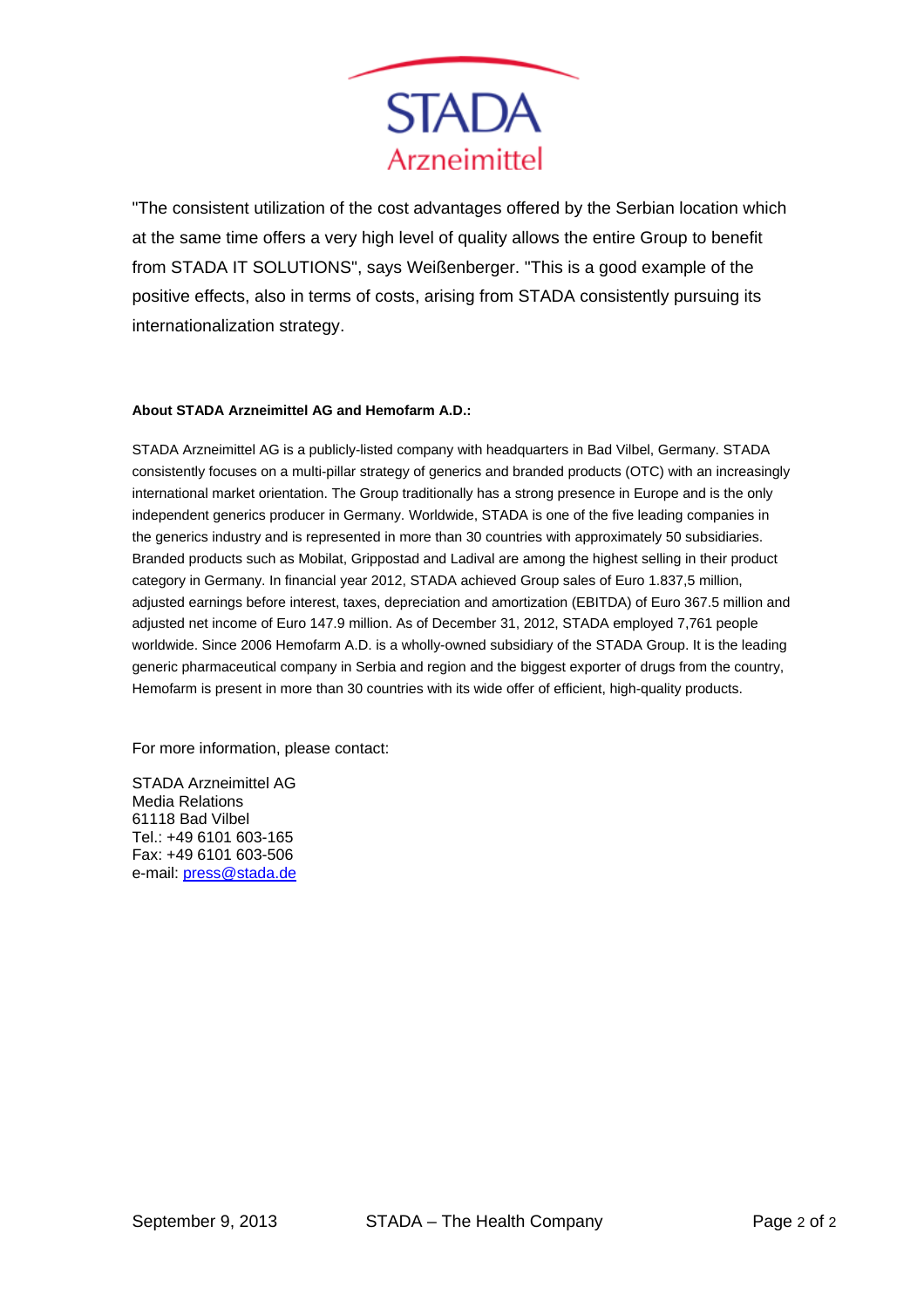"The consistent utilization of the cost advantages offered by the Serbian location which at the same time offers a very high level of quality allows the entire Group to benefit from STADA IT SOLUTIONS", says Weißenberger. "This is a good example of the positive effects, also in terms of costs, arising from STADA consistently pursuing its internationalization strategy.

**About STADA Arzneimittel AG and Hemofarm A.D.:**

STADA Arzneimittel AG is a publicly-listed company with headquarters in Bad Vilbel, Germany. STADA consistently focuses on a multi-pillar strategy of generics and branded products (OTC) with an increasingly international market orientation. The Group traditionally has a strong presence in Europe and is the only independent generics producer in Germany. Worldwide, STADA is one of the five leading companies in the generics industry and is represented in more than 30 countries with approximately 50 subsidiaries. Branded products such as Mobilat, Grippostad and Ladival are among the highest selling in their product category in Germany. In financial year 2012, STADA achieved Group sales of Euro 1.837,5 million, adjusted earnings before interest, taxes, depreciation and amortization (EBITDA) of Euro 367.5 million and adjusted net income of Euro 147.9 million. As of December 31, 2012, STADA employed 7,761 people worldwide. Since 2006 Hemofarm A.D. is a wholly-owned subsidiary of the STADA Group. It is the leading generic pharmaceutical company in Serbia and region and the biggest exporter of drugs from the country, Hemofarm is present in more than 30 countries with its wide offer of efficient, high-quality products.

For more information, please contact:

STADA Arzneimittel AG
Media Relations
61118 Bad Vilbel
Tel.: +49 6101 603-165
Fax: +49 6101 603-506
e-mail: press@stada.de